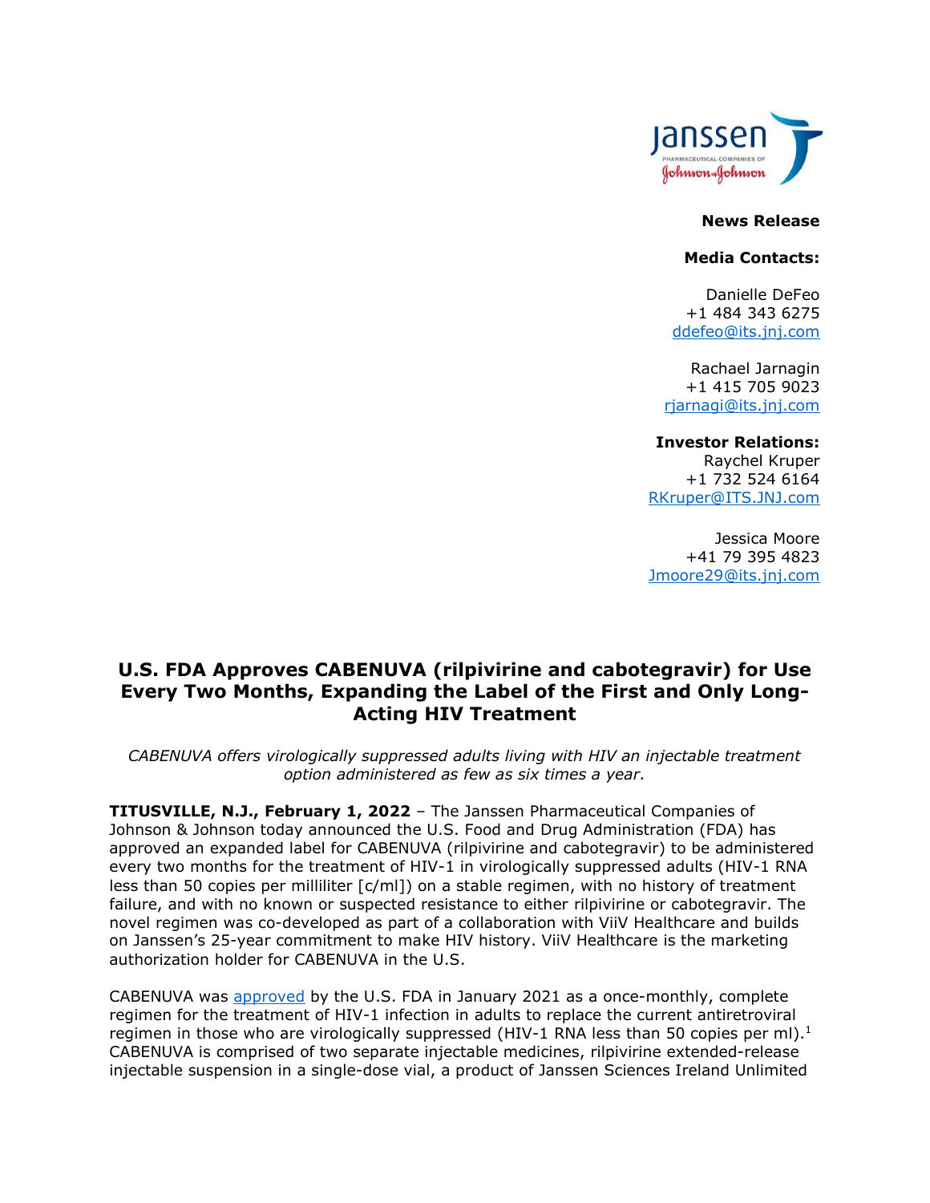**News Release**

**Media Contacts:**

Danielle DeFeo
+1 484 343 6275
ddefeo@its.jnj.com

Rachael Jarnagin
+1 415 705 9023
rjarnagi@its.jnj.com

**Investor Relations:**
Raychel Kruper
+1 732 524 6164
RKruper@ITS.JNJ.com

Jessica Moore
+41 79 395 4823
Jmoore29@its.jnj.com

# U.S. FDA Approves CABENUVA (rilpivirine and cabotegravir) for Use Every Two Months, Expanding the Label of the First and Only Long-Acting HIV Treatment

*CABENUVA offers virologically suppressed adults living with HIV an injectable treatment option administered as few as six times a year.*

**TITUSVILLE, N.J., February 1, 2022** – The Janssen Pharmaceutical Companies of Johnson & Johnson today announced the U.S. Food and Drug Administration (FDA) has approved an expanded label for CABENUVA (rilpivirine and cabotegravir) to be administered every two months for the treatment of HIV-1 in virologically suppressed adults (HIV-1 RNA less than 50 copies per milliliter [c/ml]) on a stable regimen, with no history of treatment failure, and with no known or suspected resistance to either rilpivirine or cabotegravir. The novel regimen was co-developed as part of a collaboration with ViiV Healthcare and builds on Janssen's 25-year commitment to make HIV history. ViiV Healthcare is the marketing authorization holder for CABENUVA in the U.S.

CABENUVA was approved by the U.S. FDA in January 2021 as a once-monthly, complete regimen for the treatment of HIV-1 infection in adults to replace the current antiretroviral regimen in those who are virologically suppressed (HIV-1 RNA less than 50 copies per ml).[1] CABENUVA is comprised of two separate injectable medicines, rilpivirine extended-release injectable suspension in a single-dose vial, a product of Janssen Sciences Ireland Unlimited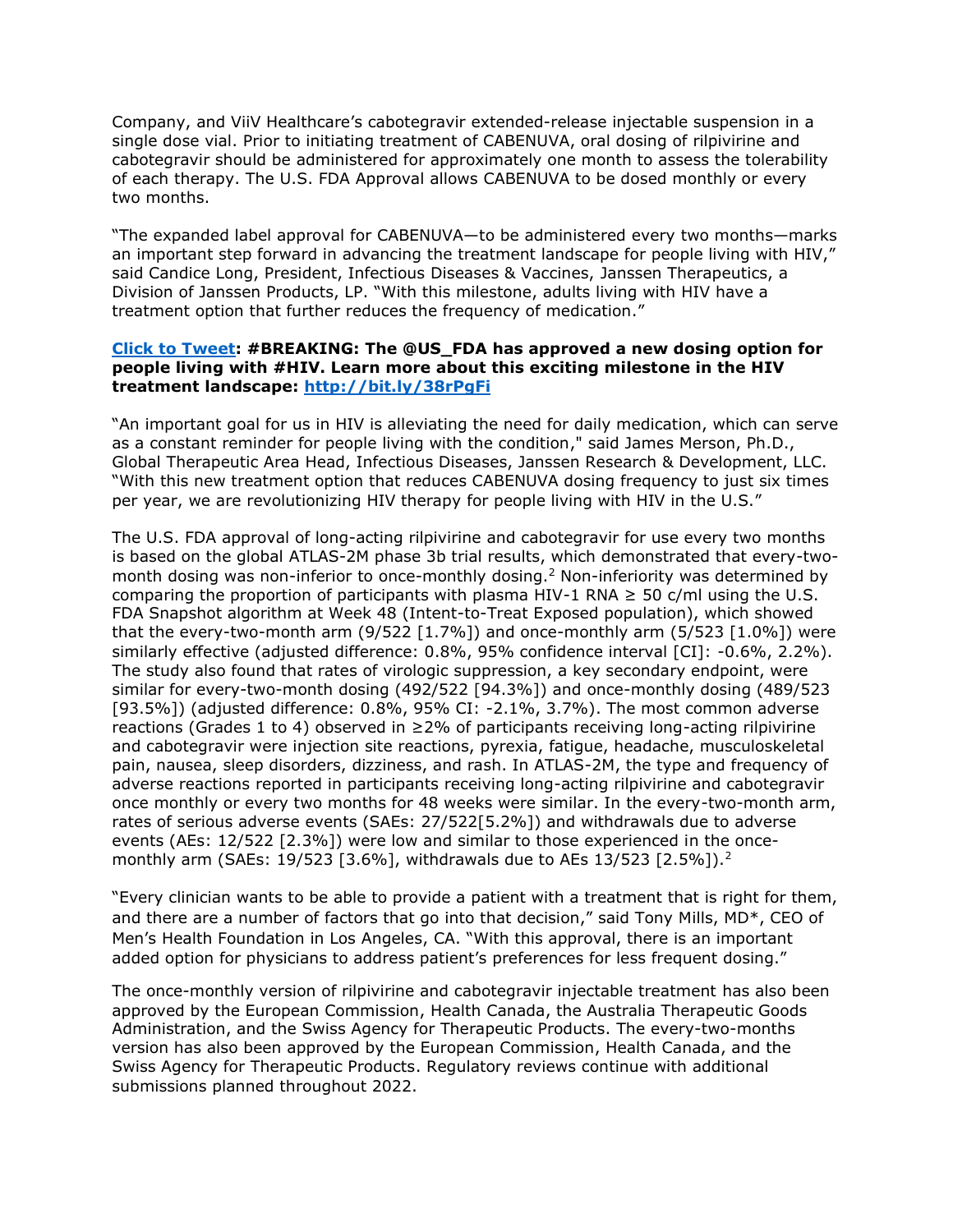Company, and ViiV Healthcare's cabotegravir extended-release injectable suspension in a single dose vial. Prior to initiating treatment of CABENUVA, oral dosing of rilpivirine and cabotegravir should be administered for approximately one month to assess the tolerability of each therapy. The U.S. FDA Approval allows CABENUVA to be dosed monthly or every two months.

"The expanded label approval for CABENUVA—to be administered every two months—marks an important step forward in advancing the treatment landscape for people living with HIV," said Candice Long, President, Infectious Diseases & Vaccines, Janssen Therapeutics, a Division of Janssen Products, LP. "With this milestone, adults living with HIV have a treatment option that further reduces the frequency of medication."

**[Click to Tweet](http://bit.ly/38rPgFi): #BREAKING: The @US_FDA has approved a new dosing option for people living with #HIV. Learn more about this exciting milestone in the HIV treatment landscape: [http://bit.ly/38rPgFi](http://bit.ly/38rPgFi)**

"An important goal for us in HIV is alleviating the need for daily medication, which can serve as a constant reminder for people living with the condition," said James Merson, Ph.D., Global Therapeutic Area Head, Infectious Diseases, Janssen Research & Development, LLC. "With this new treatment option that reduces CABENUVA dosing frequency to just six times per year, we are revolutionizing HIV therapy for people living with HIV in the U.S."

The U.S. FDA approval of long-acting rilpivirine and cabotegravir for use every two months is based on the global ATLAS-2M phase 3b trial results, which demonstrated that every-two-month dosing was non-inferior to once-monthly dosing.[2] Non-inferiority was determined by comparing the proportion of participants with plasma HIV-1 RNA ≥ 50 c/ml using the U.S. FDA Snapshot algorithm at Week 48 (Intent-to-Treat Exposed population), which showed that the every-two-month arm (9/522 [1.7%]) and once-monthly arm (5/523 [1.0%]) were similarly effective (adjusted difference: 0.8%, 95% confidence interval [CI]: -0.6%, 2.2%). The study also found that rates of virologic suppression, a key secondary endpoint, were similar for every-two-month dosing (492/522 [94.3%]) and once-monthly dosing (489/523 [93.5%]) (adjusted difference: 0.8%, 95% CI: -2.1%, 3.7%). The most common adverse reactions (Grades 1 to 4) observed in ≥2% of participants receiving long-acting rilpivirine and cabotegravir were injection site reactions, pyrexia, fatigue, headache, musculoskeletal pain, nausea, sleep disorders, dizziness, and rash. In ATLAS-2M, the type and frequency of adverse reactions reported in participants receiving long-acting rilpivirine and cabotegravir once monthly or every two months for 48 weeks were similar. In the every-two-month arm, rates of serious adverse events (SAEs: 27/522[5.2%]) and withdrawals due to adverse events (AEs: 12/522 [2.3%]) were low and similar to those experienced in the once-monthly arm (SAEs: 19/523 [3.6%], withdrawals due to AEs 13/523 [2.5%]).[2]

"Every clinician wants to be able to provide a patient with a treatment that is right for them, and there are a number of factors that go into that decision," said Tony Mills, MD*, CEO of Men's Health Foundation in Los Angeles, CA. "With this approval, there is an important added option for physicians to address patient's preferences for less frequent dosing."

The once-monthly version of rilpivirine and cabotegravir injectable treatment has also been approved by the European Commission, Health Canada, the Australia Therapeutic Goods Administration, and the Swiss Agency for Therapeutic Products. The every-two-months version has also been approved by the European Commission, Health Canada, and the Swiss Agency for Therapeutic Products. Regulatory reviews continue with additional submissions planned throughout 2022.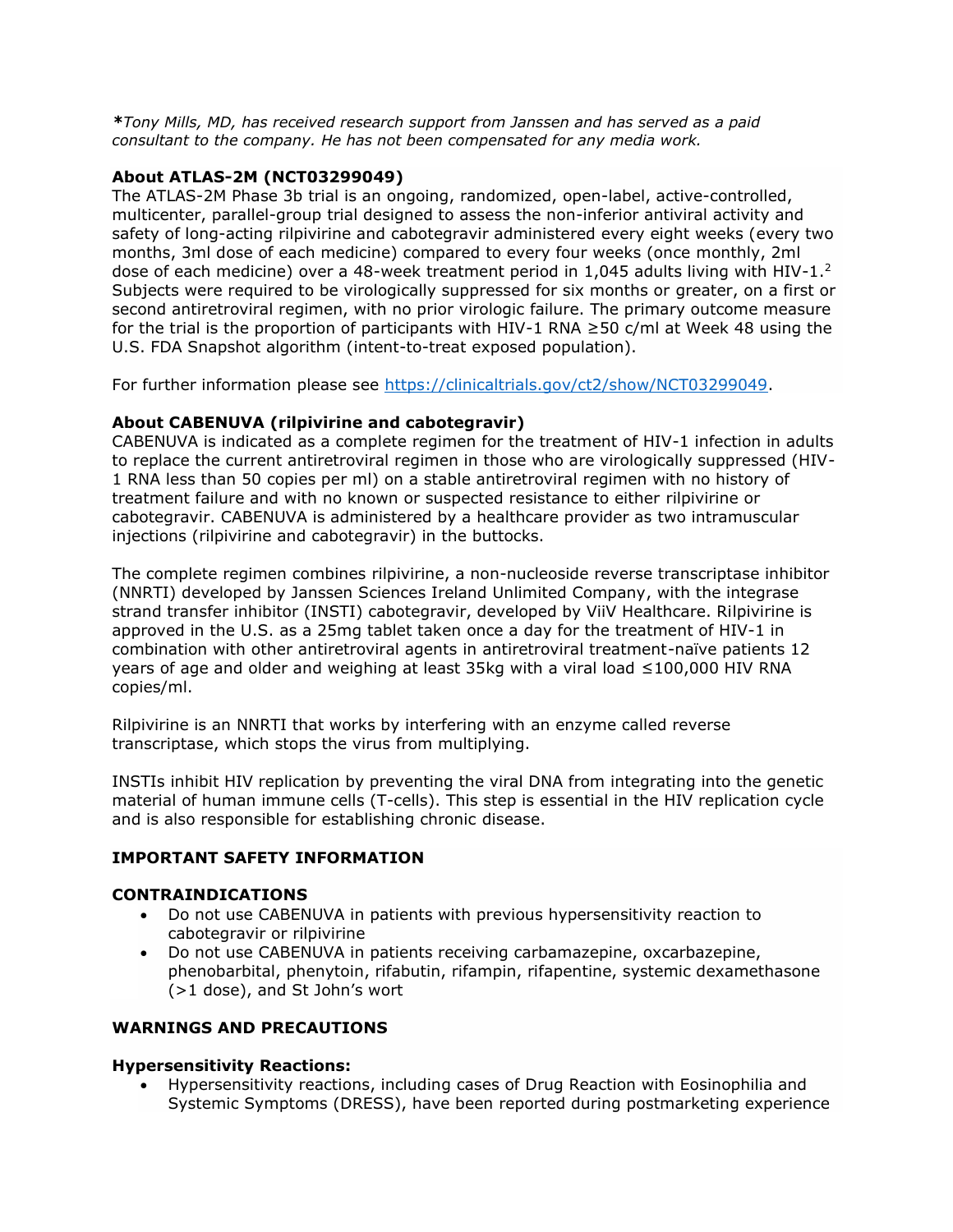***Tony Mills, MD, has received research support from Janssen and has served as a paid consultant to the company. He has not been compensated for any media work.***

### About ATLAS-2M (NCT03299049)

The ATLAS-2M Phase 3b trial is an ongoing, randomized, open-label, active-controlled, multicenter, parallel-group trial designed to assess the non-inferior antiviral activity and safety of long-acting rilpivirine and cabotegravir administered every eight weeks (every two months, 3ml dose of each medicine) compared to every four weeks (once monthly, 2ml dose of each medicine) over a 48-week treatment period in 1,045 adults living with HIV-1.[2] Subjects were required to be virologically suppressed for six months or greater, on a first or second antiretroviral regimen, with no prior virologic failure. The primary outcome measure for the trial is the proportion of participants with HIV-1 RNA ≥50 c/ml at Week 48 using the U.S. FDA Snapshot algorithm (intent-to-treat exposed population).

For further information please see https://clinicaltrials.gov/ct2/show/NCT03299049.

### About CABENUVA (rilpivirine and cabotegravir)

CABENUVA is indicated as a complete regimen for the treatment of HIV-1 infection in adults to replace the current antiretroviral regimen in those who are virologically suppressed (HIV-1 RNA less than 50 copies per ml) on a stable antiretroviral regimen with no history of treatment failure and with no known or suspected resistance to either rilpivirine or cabotegravir. CABENUVA is administered by a healthcare provider as two intramuscular injections (rilpivirine and cabotegravir) in the buttocks.

The complete regimen combines rilpivirine, a non-nucleoside reverse transcriptase inhibitor (NNRTI) developed by Janssen Sciences Ireland Unlimited Company, with the integrase strand transfer inhibitor (INSTI) cabotegravir, developed by ViiV Healthcare. Rilpivirine is approved in the U.S. as a 25mg tablet taken once a day for the treatment of HIV-1 in combination with other antiretroviral agents in antiretroviral treatment-naïve patients 12 years of age and older and weighing at least 35kg with a viral load ≤100,000 HIV RNA copies/ml.

Rilpivirine is an NNRTI that works by interfering with an enzyme called reverse transcriptase, which stops the virus from multiplying.

INSTIs inhibit HIV replication by preventing the viral DNA from integrating into the genetic material of human immune cells (T-cells). This step is essential in the HIV replication cycle and is also responsible for establishing chronic disease.

### IMPORTANT SAFETY INFORMATION

### CONTRAINDICATIONS

- Do not use CABENUVA in patients with previous hypersensitivity reaction to cabotegravir or rilpivirine
- Do not use CABENUVA in patients receiving carbamazepine, oxcarbazepine, phenobarbital, phenytoin, rifabutin, rifampin, rifapentine, systemic dexamethasone (>1 dose), and St John's wort

### WARNINGS AND PRECAUTIONS

#### Hypersensitivity Reactions:

- Hypersensitivity reactions, including cases of Drug Reaction with Eosinophilia and Systemic Symptoms (DRESS), have been reported during postmarketing experience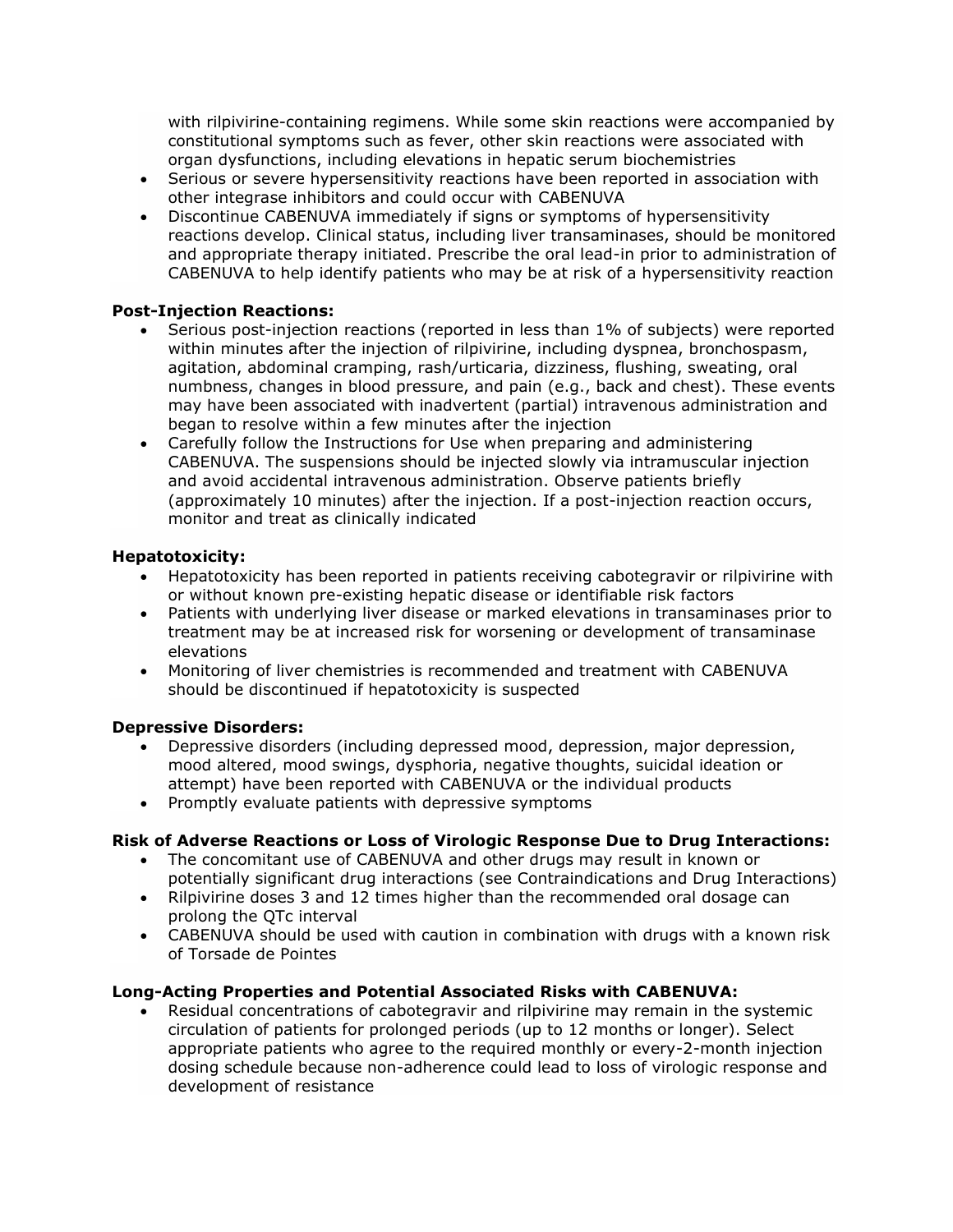with rilpivirine-containing regimens. While some skin reactions were accompanied by constitutional symptoms such as fever, other skin reactions were associated with organ dysfunctions, including elevations in hepatic serum biochemistries

- Serious or severe hypersensitivity reactions have been reported in association with other integrase inhibitors and could occur with CABENUVA
- Discontinue CABENUVA immediately if signs or symptoms of hypersensitivity reactions develop. Clinical status, including liver transaminases, should be monitored and appropriate therapy initiated. Prescribe the oral lead-in prior to administration of CABENUVA to help identify patients who may be at risk of a hypersensitivity reaction

**Post-Injection Reactions:**

- Serious post-injection reactions (reported in less than 1% of subjects) were reported within minutes after the injection of rilpivirine, including dyspnea, bronchospasm, agitation, abdominal cramping, rash/urticaria, dizziness, flushing, sweating, oral numbness, changes in blood pressure, and pain (e.g., back and chest). These events may have been associated with inadvertent (partial) intravenous administration and began to resolve within a few minutes after the injection
- Carefully follow the Instructions for Use when preparing and administering CABENUVA. The suspensions should be injected slowly via intramuscular injection and avoid accidental intravenous administration. Observe patients briefly (approximately 10 minutes) after the injection. If a post-injection reaction occurs, monitor and treat as clinically indicated

**Hepatotoxicity:**

- Hepatotoxicity has been reported in patients receiving cabotegravir or rilpivirine with or without known pre-existing hepatic disease or identifiable risk factors
- Patients with underlying liver disease or marked elevations in transaminases prior to treatment may be at increased risk for worsening or development of transaminase elevations
- Monitoring of liver chemistries is recommended and treatment with CABENUVA should be discontinued if hepatotoxicity is suspected

**Depressive Disorders:**

- Depressive disorders (including depressed mood, depression, major depression, mood altered, mood swings, dysphoria, negative thoughts, suicidal ideation or attempt) have been reported with CABENUVA or the individual products
- Promptly evaluate patients with depressive symptoms

**Risk of Adverse Reactions or Loss of Virologic Response Due to Drug Interactions:**

- The concomitant use of CABENUVA and other drugs may result in known or potentially significant drug interactions (see Contraindications and Drug Interactions)
- Rilpivirine doses 3 and 12 times higher than the recommended oral dosage can prolong the QTc interval
- CABENUVA should be used with caution in combination with drugs with a known risk of Torsade de Pointes

**Long-Acting Properties and Potential Associated Risks with CABENUVA:**

- Residual concentrations of cabotegravir and rilpivirine may remain in the systemic circulation of patients for prolonged periods (up to 12 months or longer). Select appropriate patients who agree to the required monthly or every-2-month injection dosing schedule because non-adherence could lead to loss of virologic response and development of resistance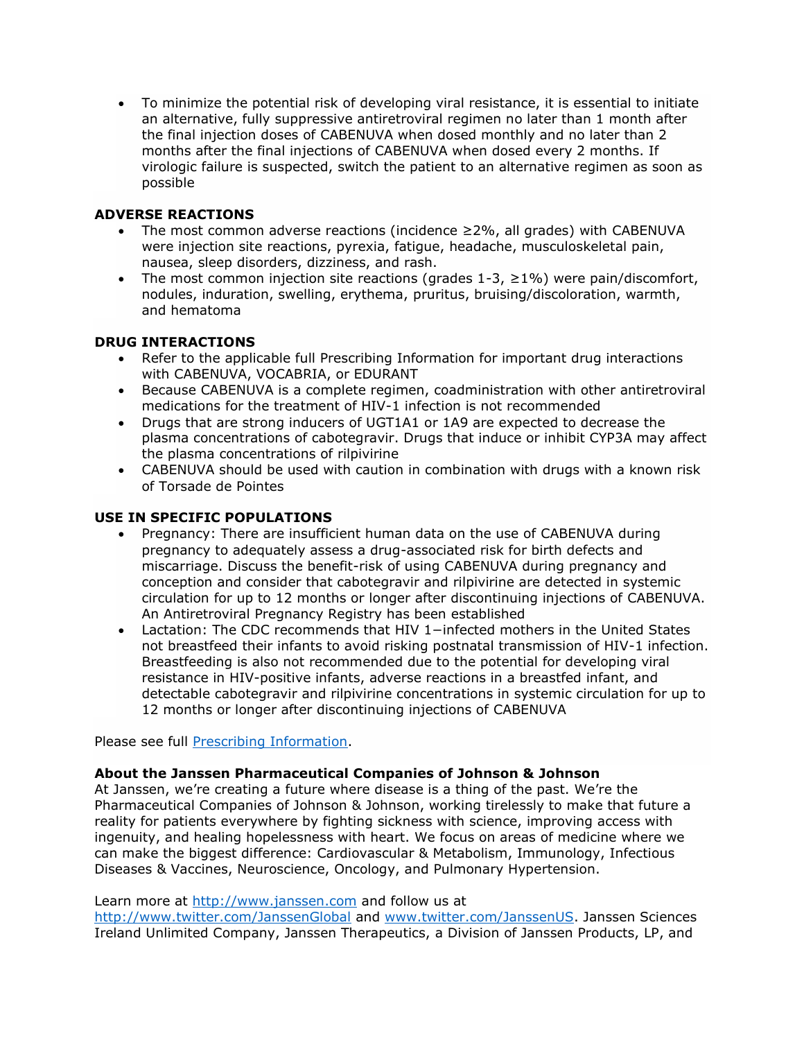- To minimize the potential risk of developing viral resistance, it is essential to initiate an alternative, fully suppressive antiretroviral regimen no later than 1 month after the final injection doses of CABENUVA when dosed monthly and no later than 2 months after the final injections of CABENUVA when dosed every 2 months. If virologic failure is suspected, switch the patient to an alternative regimen as soon as possible

**ADVERSE REACTIONS**

- The most common adverse reactions (incidence ≥2%, all grades) with CABENUVA were injection site reactions, pyrexia, fatigue, headache, musculoskeletal pain, nausea, sleep disorders, dizziness, and rash.
- The most common injection site reactions (grades 1-3, ≥1%) were pain/discomfort, nodules, induration, swelling, erythema, pruritus, bruising/discoloration, warmth, and hematoma

**DRUG INTERACTIONS**

- Refer to the applicable full Prescribing Information for important drug interactions with CABENUVA, VOCABRIA, or EDURANT
- Because CABENUVA is a complete regimen, coadministration with other antiretroviral medications for the treatment of HIV-1 infection is not recommended
- Drugs that are strong inducers of UGT1A1 or 1A9 are expected to decrease the plasma concentrations of cabotegravir. Drugs that induce or inhibit CYP3A may affect the plasma concentrations of rilpivirine
- CABENUVA should be used with caution in combination with drugs with a known risk of Torsade de Pointes

**USE IN SPECIFIC POPULATIONS**

- Pregnancy: There are insufficient human data on the use of CABENUVA during pregnancy to adequately assess a drug-associated risk for birth defects and miscarriage. Discuss the benefit-risk of using CABENUVA during pregnancy and conception and consider that cabotegravir and rilpivirine are detected in systemic circulation for up to 12 months or longer after discontinuing injections of CABENUVA. An Antiretroviral Pregnancy Registry has been established
- Lactation: The CDC recommends that HIV 1−infected mothers in the United States not breastfeed their infants to avoid risking postnatal transmission of HIV-1 infection. Breastfeeding is also not recommended due to the potential for developing viral resistance in HIV-positive infants, adverse reactions in a breastfed infant, and detectable cabotegravir and rilpivirine concentrations in systemic circulation for up to 12 months or longer after discontinuing injections of CABENUVA

Please see full Prescribing Information.

**About the Janssen Pharmaceutical Companies of Johnson & Johnson**

At Janssen, we're creating a future where disease is a thing of the past. We're the Pharmaceutical Companies of Johnson & Johnson, working tirelessly to make that future a reality for patients everywhere by fighting sickness with science, improving access with ingenuity, and healing hopelessness with heart. We focus on areas of medicine where we can make the biggest difference: Cardiovascular & Metabolism, Immunology, Infectious Diseases & Vaccines, Neuroscience, Oncology, and Pulmonary Hypertension.

Learn more at http://www.janssen.com and follow us at http://www.twitter.com/JanssenGlobal and www.twitter.com/JanssenUS. Janssen Sciences Ireland Unlimited Company, Janssen Therapeutics, a Division of Janssen Products, LP, and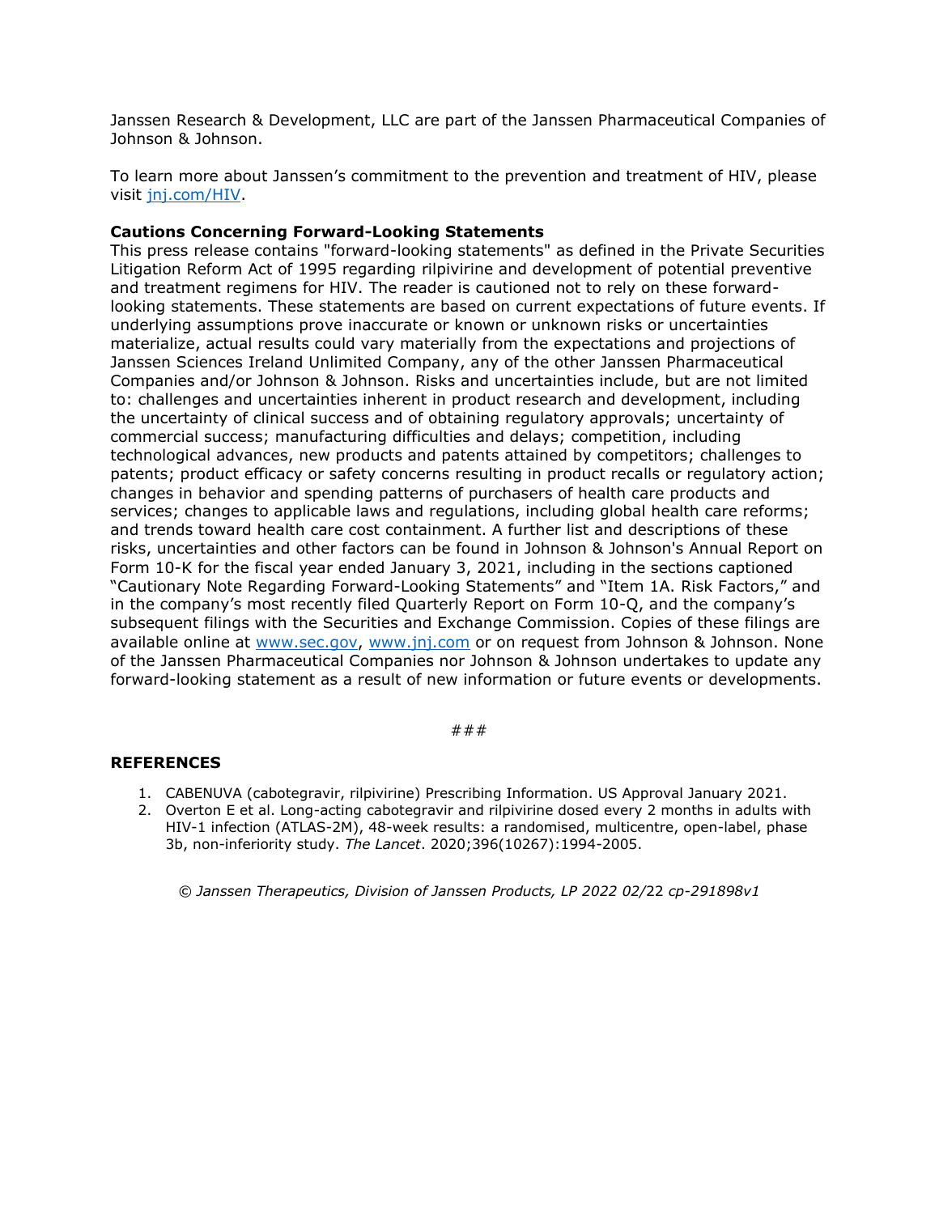Janssen Research & Development, LLC are part of the Janssen Pharmaceutical Companies of Johnson & Johnson.

To learn more about Janssen's commitment to the prevention and treatment of HIV, please visit jnj.com/HIV.

**Cautions Concerning Forward-Looking Statements**
This press release contains "forward-looking statements" as defined in the Private Securities Litigation Reform Act of 1995 regarding rilpivirine and development of potential preventive and treatment regimens for HIV. The reader is cautioned not to rely on these forward-looking statements. These statements are based on current expectations of future events. If underlying assumptions prove inaccurate or known or unknown risks or uncertainties materialize, actual results could vary materially from the expectations and projections of Janssen Sciences Ireland Unlimited Company, any of the other Janssen Pharmaceutical Companies and/or Johnson & Johnson. Risks and uncertainties include, but are not limited to: challenges and uncertainties inherent in product research and development, including the uncertainty of clinical success and of obtaining regulatory approvals; uncertainty of commercial success; manufacturing difficulties and delays; competition, including technological advances, new products and patents attained by competitors; challenges to patents; product efficacy or safety concerns resulting in product recalls or regulatory action; changes in behavior and spending patterns of purchasers of health care products and services; changes to applicable laws and regulations, including global health care reforms; and trends toward health care cost containment. A further list and descriptions of these risks, uncertainties and other factors can be found in Johnson & Johnson's Annual Report on Form 10-K for the fiscal year ended January 3, 2021, including in the sections captioned "Cautionary Note Regarding Forward-Looking Statements" and "Item 1A. Risk Factors," and in the company's most recently filed Quarterly Report on Form 10-Q, and the company's subsequent filings with the Securities and Exchange Commission. Copies of these filings are available online at www.sec.gov, www.jnj.com or on request from Johnson & Johnson. None of the Janssen Pharmaceutical Companies nor Johnson & Johnson undertakes to update any forward-looking statement as a result of new information or future events or developments.

###

**REFERENCES**

1. CABENUVA (cabotegravir, rilpivirine) Prescribing Information. US Approval January 2021.
2. Overton E et al. Long-acting cabotegravir and rilpivirine dosed every 2 months in adults with HIV-1 infection (ATLAS-2M), 48-week results: a randomised, multicentre, open-label, phase 3b, non-inferiority study. *The Lancet*. 2020;396(10267):1994-2005.

*© Janssen Therapeutics, Division of Janssen Products, LP 2022 02/22 cp-291898v1*